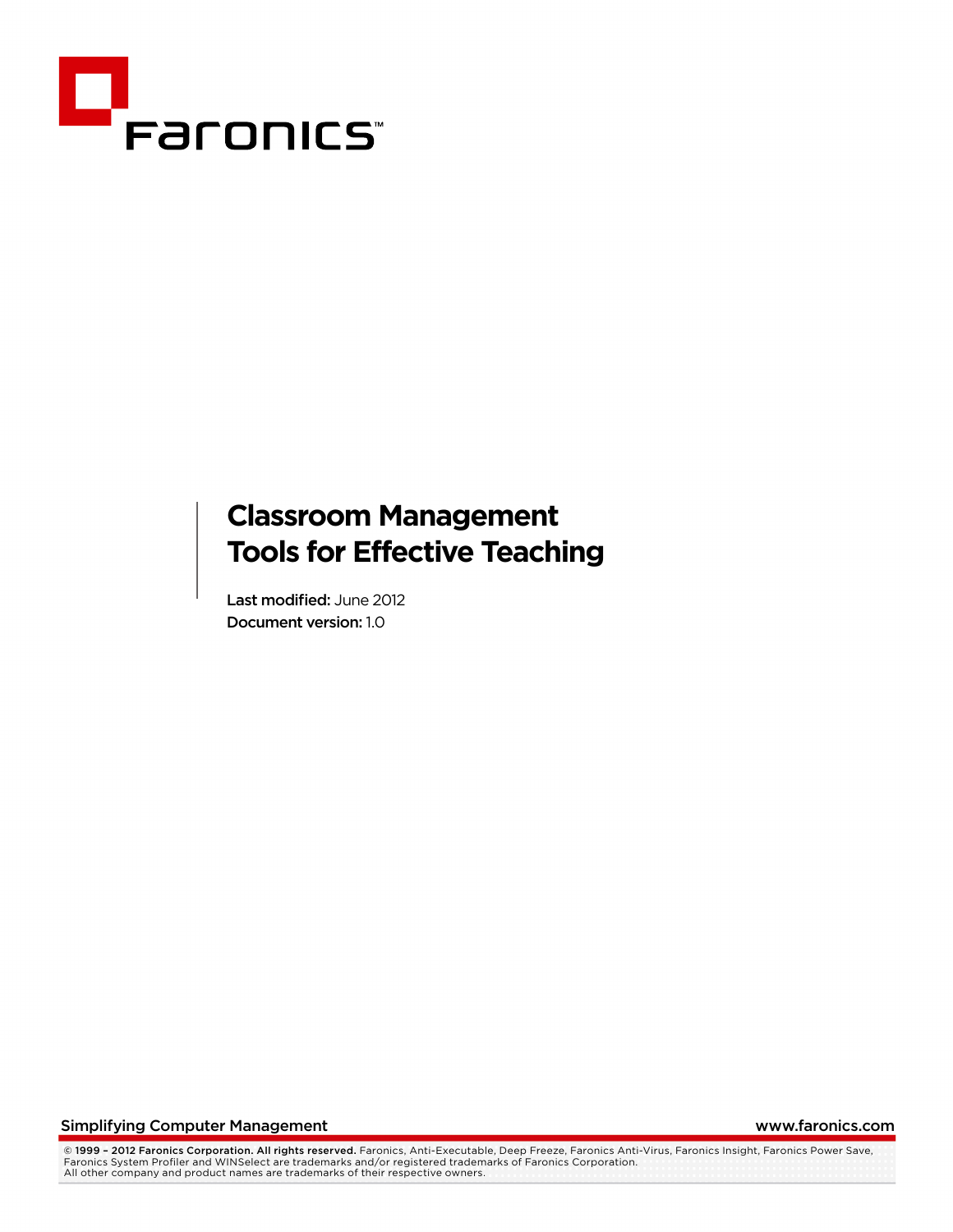Faronics™

# Classroom Management Tools for Effective Teaching

**Last modified:** June 2012
**Document version:** 1.0

Simplifying Computer Management — www.faronics.com

**© 1999 – 2012 Faronics Corporation. All rights reserved.** Faronics, Anti-Executable, Deep Freeze, Faronics Anti-Virus, Faronics Insight, Faronics Power Save, Faronics System Profiler and WINSelect are trademarks and/or registered trademarks of Faronics Corporation. All other company and product names are trademarks of their respective owners.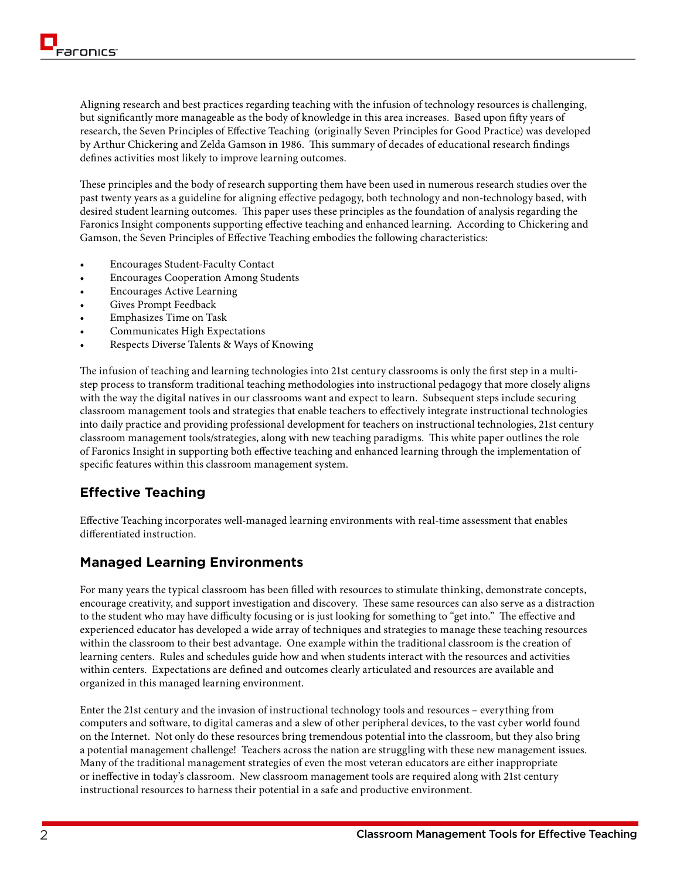Aligning research and best practices regarding teaching with the infusion of technology resources is challenging, but significantly more manageable as the body of knowledge in this area increases. Based upon fifty years of research, the Seven Principles of Effective Teaching (originally Seven Principles for Good Practice) was developed by Arthur Chickering and Zelda Gamson in 1986. This summary of decades of educational research findings defines activities most likely to improve learning outcomes.

These principles and the body of research supporting them have been used in numerous research studies over the past twenty years as a guideline for aligning effective pedagogy, both technology and non-technology based, with desired student learning outcomes. This paper uses these principles as the foundation of analysis regarding the Faronics Insight components supporting effective teaching and enhanced learning. According to Chickering and Gamson, the Seven Principles of Effective Teaching embodies the following characteristics:

- Encourages Student-Faculty Contact
- Encourages Cooperation Among Students
- Encourages Active Learning
- Gives Prompt Feedback
- Emphasizes Time on Task
- Communicates High Expectations
- Respects Diverse Talents & Ways of Knowing

The infusion of teaching and learning technologies into 21st century classrooms is only the first step in a multi-step process to transform traditional teaching methodologies into instructional pedagogy that more closely aligns with the way the digital natives in our classrooms want and expect to learn. Subsequent steps include securing classroom management tools and strategies that enable teachers to effectively integrate instructional technologies into daily practice and providing professional development for teachers on instructional technologies, 21st century classroom management tools/strategies, along with new teaching paradigms. This white paper outlines the role of Faronics Insight in supporting both effective teaching and enhanced learning through the implementation of specific features within this classroom management system.

## Effective Teaching

Effective Teaching incorporates well-managed learning environments with real-time assessment that enables differentiated instruction.

## Managed Learning Environments

For many years the typical classroom has been filled with resources to stimulate thinking, demonstrate concepts, encourage creativity, and support investigation and discovery. These same resources can also serve as a distraction to the student who may have difficulty focusing or is just looking for something to "get into." The effective and experienced educator has developed a wide array of techniques and strategies to manage these teaching resources within the classroom to their best advantage. One example within the traditional classroom is the creation of learning centers. Rules and schedules guide how and when students interact with the resources and activities within centers. Expectations are defined and outcomes clearly articulated and resources are available and organized in this managed learning environment.

Enter the 21st century and the invasion of instructional technology tools and resources – everything from computers and software, to digital cameras and a slew of other peripheral devices, to the vast cyber world found on the Internet. Not only do these resources bring tremendous potential into the classroom, but they also bring a potential management challenge! Teachers across the nation are struggling with these new management issues. Many of the traditional management strategies of even the most veteran educators are either inappropriate or ineffective in today's classroom. New classroom management tools are required along with 21st century instructional resources to harness their potential in a safe and productive environment.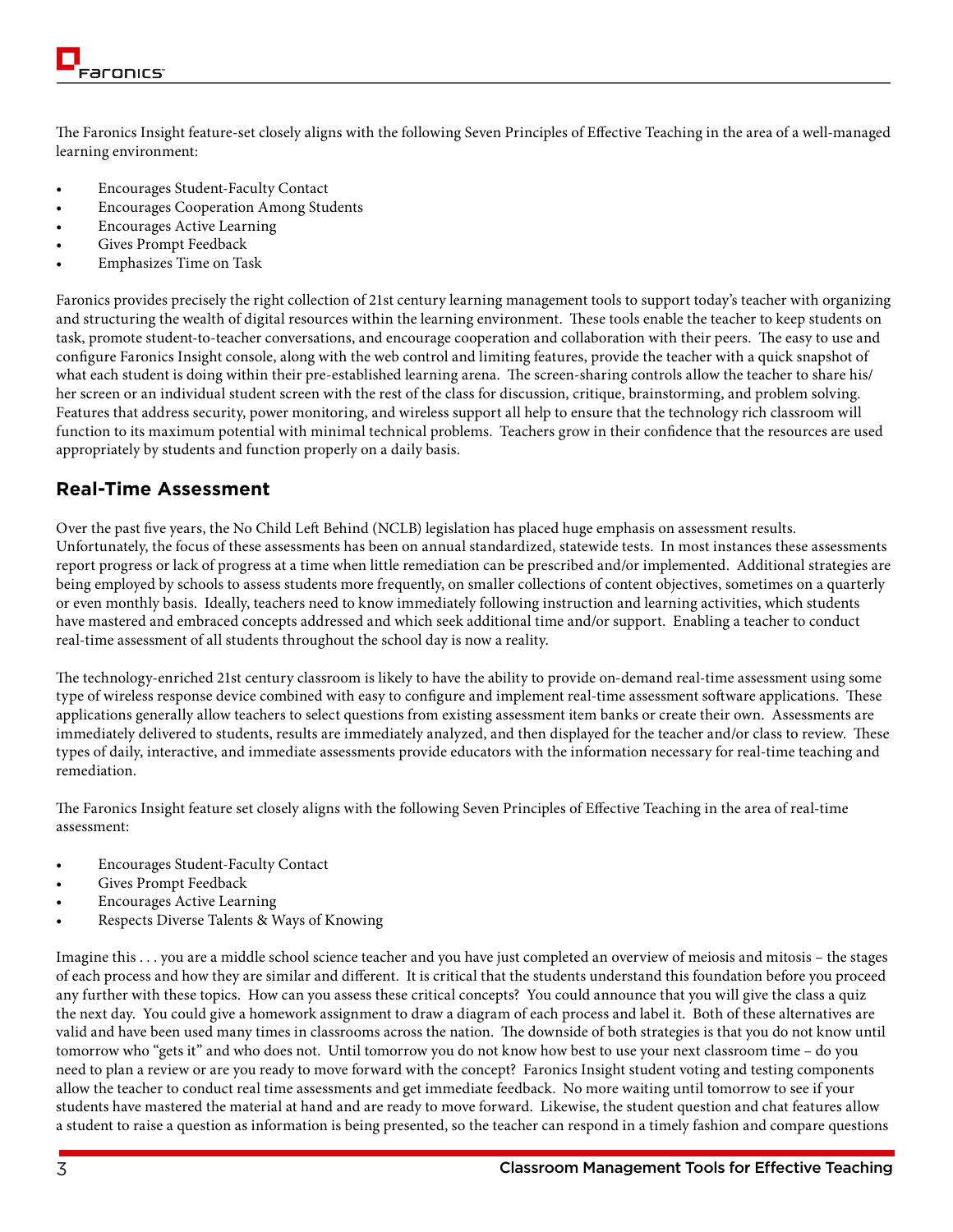The Faronics Insight feature-set closely aligns with the following Seven Principles of Effective Teaching in the area of a well-managed learning environment:

- Encourages Student-Faculty Contact
- Encourages Cooperation Among Students
- Encourages Active Learning
- Gives Prompt Feedback
- Emphasizes Time on Task

Faronics provides precisely the right collection of 21st century learning management tools to support today's teacher with organizing and structuring the wealth of digital resources within the learning environment. These tools enable the teacher to keep students on task, promote student-to-teacher conversations, and encourage cooperation and collaboration with their peers. The easy to use and configure Faronics Insight console, along with the web control and limiting features, provide the teacher with a quick snapshot of what each student is doing within their pre-established learning arena. The screen-sharing controls allow the teacher to share his/her screen or an individual student screen with the rest of the class for discussion, critique, brainstorming, and problem solving. Features that address security, power monitoring, and wireless support all help to ensure that the technology rich classroom will function to its maximum potential with minimal technical problems. Teachers grow in their confidence that the resources are used appropriately by students and function properly on a daily basis.

## Real-Time Assessment

Over the past five years, the No Child Left Behind (NCLB) legislation has placed huge emphasis on assessment results. Unfortunately, the focus of these assessments has been on annual standardized, statewide tests. In most instances these assessments report progress or lack of progress at a time when little remediation can be prescribed and/or implemented. Additional strategies are being employed by schools to assess students more frequently, on smaller collections of content objectives, sometimes on a quarterly or even monthly basis. Ideally, teachers need to know immediately following instruction and learning activities, which students have mastered and embraced concepts addressed and which seek additional time and/or support. Enabling a teacher to conduct real-time assessment of all students throughout the school day is now a reality.

The technology-enriched 21st century classroom is likely to have the ability to provide on-demand real-time assessment using some type of wireless response device combined with easy to configure and implement real-time assessment software applications. These applications generally allow teachers to select questions from existing assessment item banks or create their own. Assessments are immediately delivered to students, results are immediately analyzed, and then displayed for the teacher and/or class to review. These types of daily, interactive, and immediate assessments provide educators with the information necessary for real-time teaching and remediation.

The Faronics Insight feature set closely aligns with the following Seven Principles of Effective Teaching in the area of real-time assessment:

- Encourages Student-Faculty Contact
- Gives Prompt Feedback
- Encourages Active Learning
- Respects Diverse Talents & Ways of Knowing

Imagine this . . . you are a middle school science teacher and you have just completed an overview of meiosis and mitosis – the stages of each process and how they are similar and different. It is critical that the students understand this foundation before you proceed any further with these topics. How can you assess these critical concepts? You could announce that you will give the class a quiz the next day. You could give a homework assignment to draw a diagram of each process and label it. Both of these alternatives are valid and have been used many times in classrooms across the nation. The downside of both strategies is that you do not know until tomorrow who "gets it" and who does not. Until tomorrow you do not know how best to use your next classroom time – do you need to plan a review or are you ready to move forward with the concept? Faronics Insight student voting and testing components allow the teacher to conduct real time assessments and get immediate feedback. No more waiting until tomorrow to see if your students have mastered the material at hand and are ready to move forward. Likewise, the student question and chat features allow a student to raise a question as information is being presented, so the teacher can respond in a timely fashion and compare questions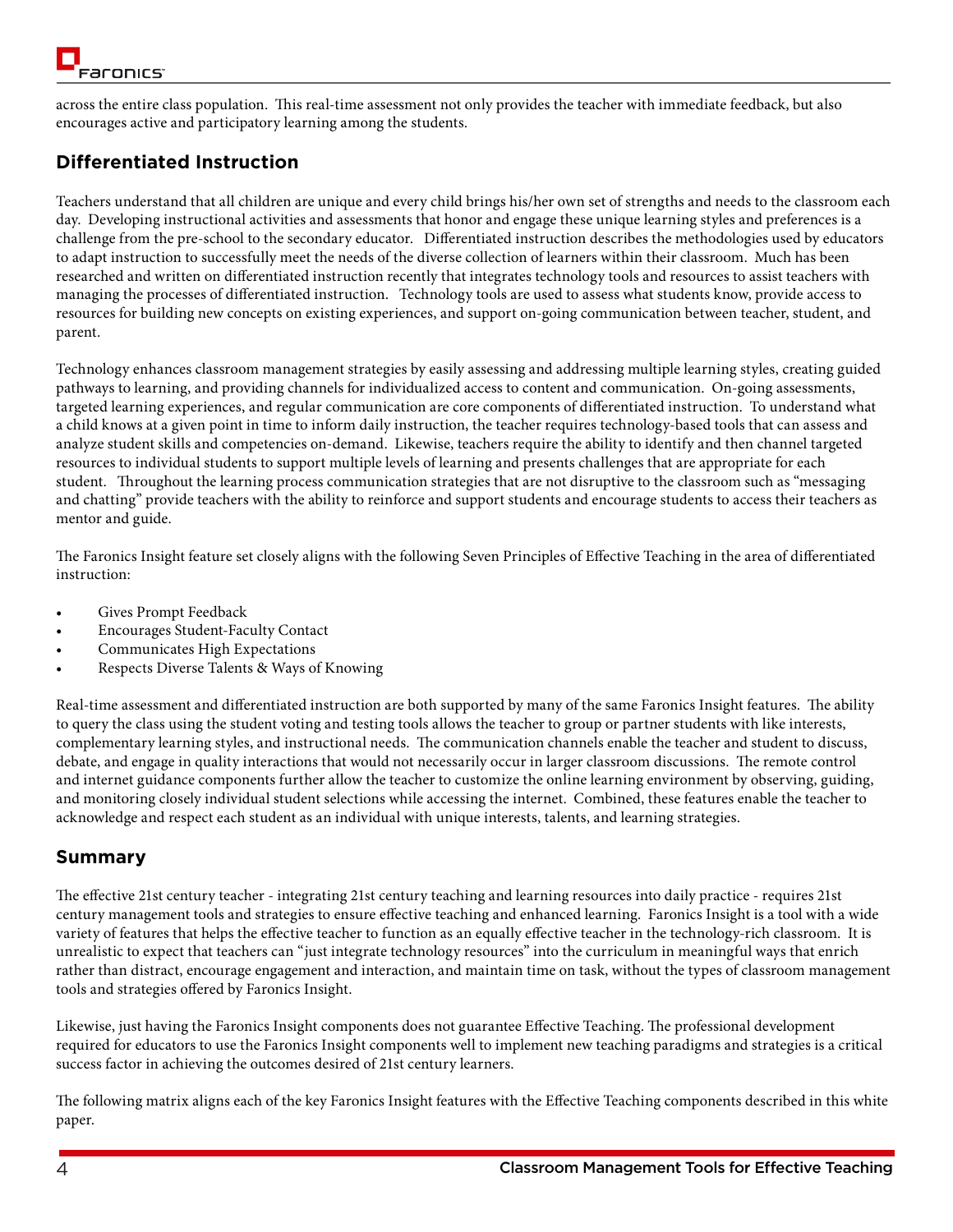across the entire class population. This real-time assessment not only provides the teacher with immediate feedback, but also encourages active and participatory learning among the students.

## Differentiated Instruction

Teachers understand that all children are unique and every child brings his/her own set of strengths and needs to the classroom each day. Developing instructional activities and assessments that honor and engage these unique learning styles and preferences is a challenge from the pre-school to the secondary educator. Differentiated instruction describes the methodologies used by educators to adapt instruction to successfully meet the needs of the diverse collection of learners within their classroom. Much has been researched and written on differentiated instruction recently that integrates technology tools and resources to assist teachers with managing the processes of differentiated instruction. Technology tools are used to assess what students know, provide access to resources for building new concepts on existing experiences, and support on-going communication between teacher, student, and parent.

Technology enhances classroom management strategies by easily assessing and addressing multiple learning styles, creating guided pathways to learning, and providing channels for individualized access to content and communication. On-going assessments, targeted learning experiences, and regular communication are core components of differentiated instruction. To understand what a child knows at a given point in time to inform daily instruction, the teacher requires technology-based tools that can assess and analyze student skills and competencies on-demand. Likewise, teachers require the ability to identify and then channel targeted resources to individual students to support multiple levels of learning and presents challenges that are appropriate for each student. Throughout the learning process communication strategies that are not disruptive to the classroom such as "messaging and chatting" provide teachers with the ability to reinforce and support students and encourage students to access their teachers as mentor and guide.

The Faronics Insight feature set closely aligns with the following Seven Principles of Effective Teaching in the area of differentiated instruction:

- Gives Prompt Feedback
- Encourages Student-Faculty Contact
- Communicates High Expectations
- Respects Diverse Talents & Ways of Knowing

Real-time assessment and differentiated instruction are both supported by many of the same Faronics Insight features. The ability to query the class using the student voting and testing tools allows the teacher to group or partner students with like interests, complementary learning styles, and instructional needs. The communication channels enable the teacher and student to discuss, debate, and engage in quality interactions that would not necessarily occur in larger classroom discussions. The remote control and internet guidance components further allow the teacher to customize the online learning environment by observing, guiding, and monitoring closely individual student selections while accessing the internet. Combined, these features enable the teacher to acknowledge and respect each student as an individual with unique interests, talents, and learning strategies.

## Summary

The effective 21st century teacher - integrating 21st century teaching and learning resources into daily practice - requires 21st century management tools and strategies to ensure effective teaching and enhanced learning. Faronics Insight is a tool with a wide variety of features that helps the effective teacher to function as an equally effective teacher in the technology-rich classroom. It is unrealistic to expect that teachers can "just integrate technology resources" into the curriculum in meaningful ways that enrich rather than distract, encourage engagement and interaction, and maintain time on task, without the types of classroom management tools and strategies offered by Faronics Insight.

Likewise, just having the Faronics Insight components does not guarantee Effective Teaching. The professional development required for educators to use the Faronics Insight components well to implement new teaching paradigms and strategies is a critical success factor in achieving the outcomes desired of 21st century learners.

The following matrix aligns each of the key Faronics Insight features with the Effective Teaching components described in this white paper.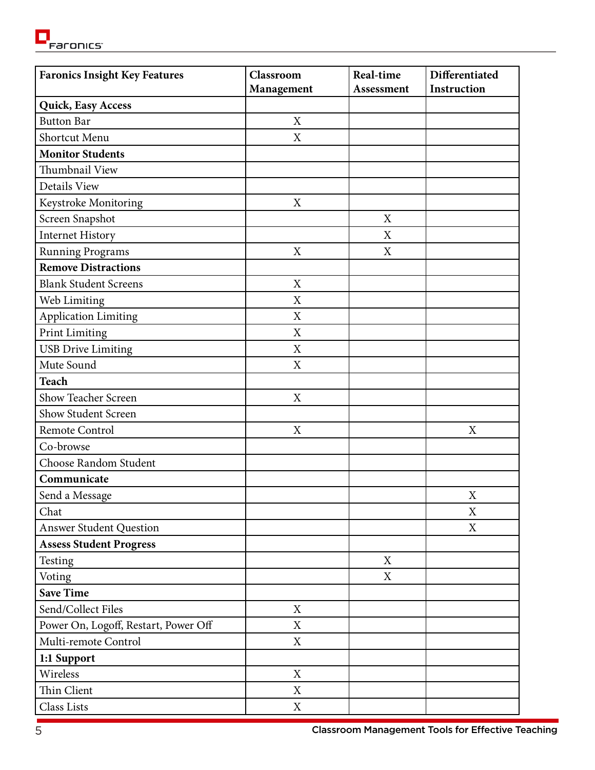| Faronics Insight Key Features | Classroom Management | Real-time Assessment | Differentiated Instruction |
|---|---|---|---|
| **Quick, Easy Access** | | | |
| Button Bar | X | | |
| Shortcut Menu | X | | |
| **Monitor Students** | | | |
| Thumbnail View | | | |
| Details View | | | |
| Keystroke Monitoring | X | | |
| Screen Snapshot | | X | |
| Internet History | | X | |
| Running Programs | X | X | |
| **Remove Distractions** | | | |
| Blank Student Screens | X | | |
| Web Limiting | X | | |
| Application Limiting | X | | |
| Print Limiting | X | | |
| USB Drive Limiting | X | | |
| Mute Sound | X | | |
| **Teach** | | | |
| Show Teacher Screen | X | | |
| Show Student Screen | | | |
| Remote Control | X | | X |
| Co-browse | | | |
| Choose Random Student | | | |
| **Communicate** | | | |
| Send a Message | | | X |
| Chat | | | X |
| Answer Student Question | | | X |
| **Assess Student Progress** | | | |
| Testing | | X | |
| Voting | | X | |
| **Save Time** | | | |
| Send/Collect Files | X | | |
| Power On, Logoff, Restart, Power Off | X | | |
| Multi-remote Control | X | | |
| **1:1 Support** | | | |
| Wireless | X | | |
| Thin Client | X | | |
| Class Lists | X | | |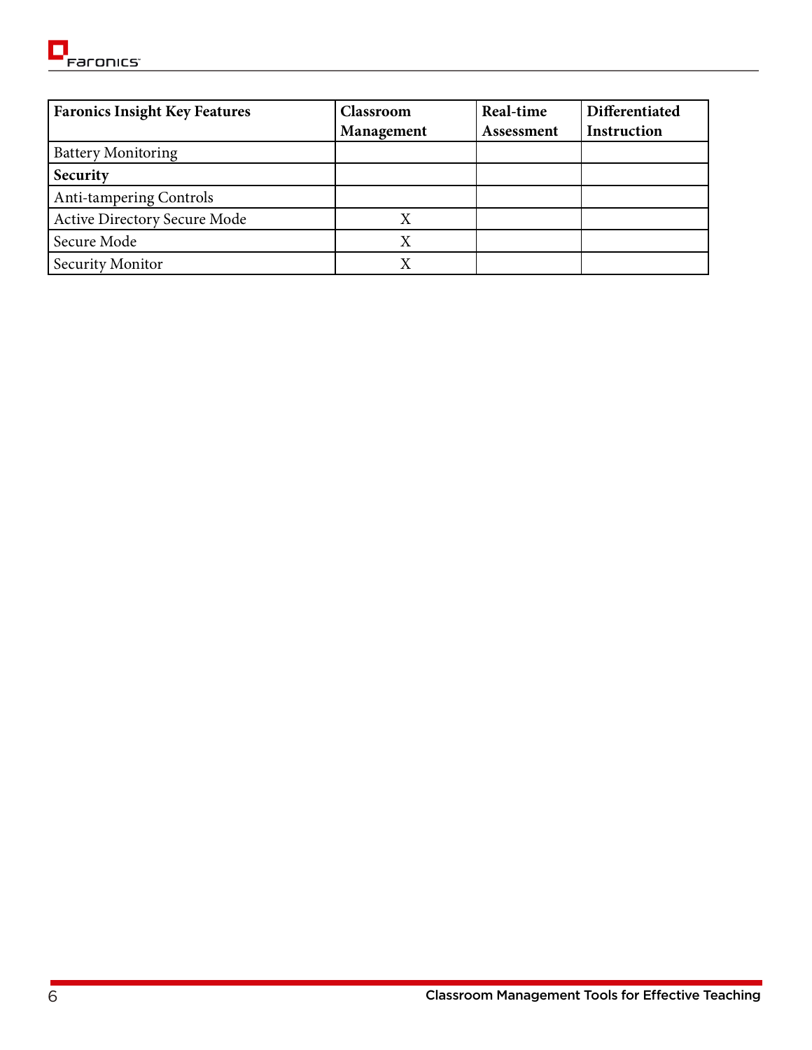| **Faronics Insight Key Features** | **Classroom Management** | **Real-time Assessment** | **Differentiated Instruction** |
|---|---|---|---|
| Battery Monitoring | | | |
| **Security** | | | |
| Anti-tampering Controls | | | |
| Active Directory Secure Mode | X | | |
| Secure Mode | X | | |
| Security Monitor | X | | |